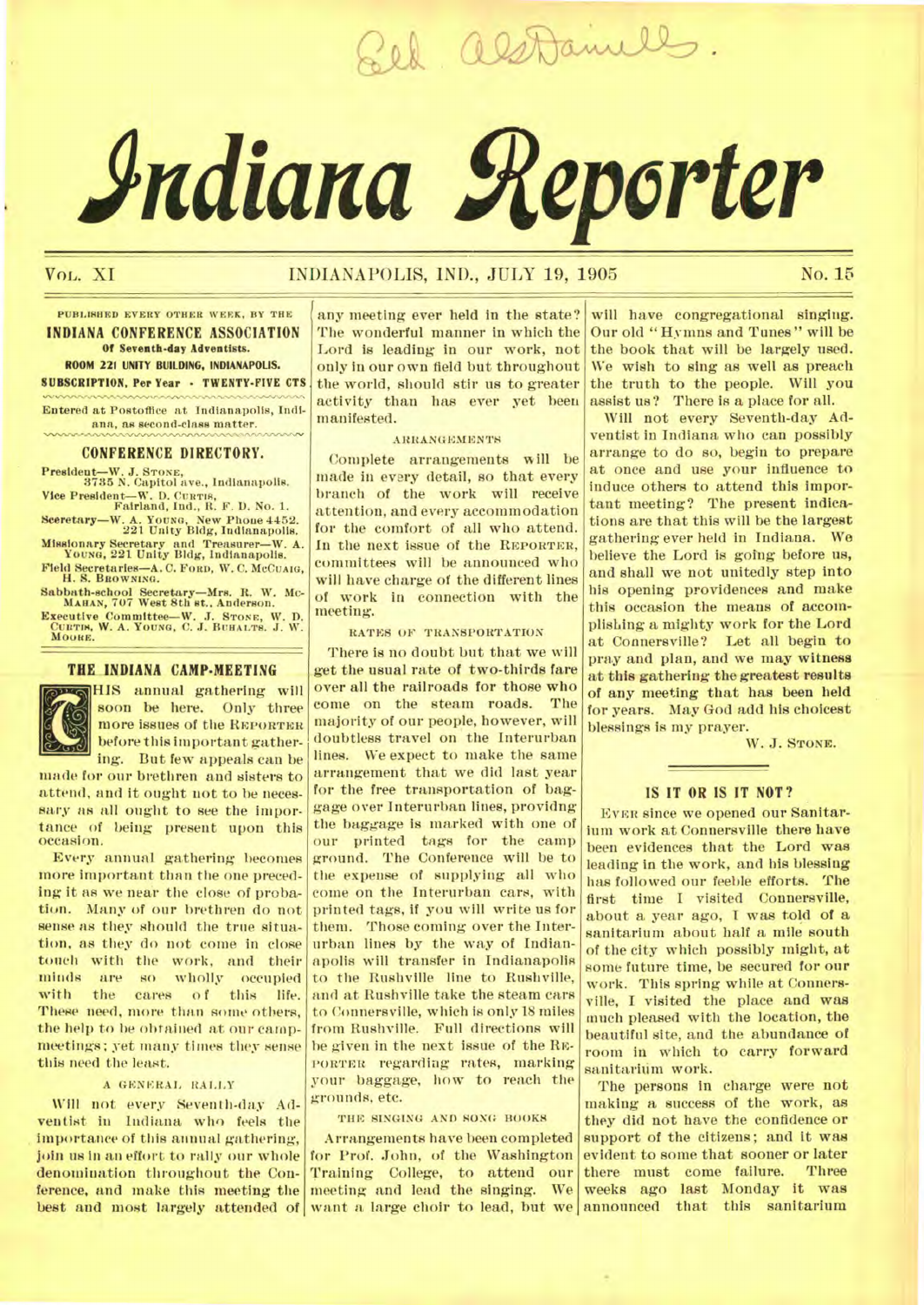Eld Als Daniells.

# Indiana Reporter

VOL. XI INDIANAPOLIS, IND., JULY 19, 1905 No. 15

PUBLISHED EVERY OTHER WEEK, BY THE
**INDIANA CONFERENCE ASSOCIATION**
**Of Seventh-day Adventists.**
**ROOM 221 UNITY BUILDING, INDIANAPOLIS.**
**SUBSCRIPTION, Per Year - TWENTY-FIVE CTS**

Entered at Postoffice at Indianapolis, Indiana, as second-class matter.

## CONFERENCE DIRECTORY.

President—W. J. STONE, 3735 N. Capitol ave., Indianapolis.
Vice President—W. D. CURTIS, Fairland, Ind., R. F. D. No. 1.
Secretary—W. A. YOUNG, New Phone 4452. 221 Unity Bldg, Indianapolis.
Missionary Secretary and Treasurer—W. A. YOUNG, 221 Unity Bldg, Indianapolis.
Field Secretaries—A. C. FORD, W. C. McCUAIG, H. S. BROWNING.
Sabbath-school Secretary—Mrs. R. W. McMAHAN, 707 West 8th st., Anderson.
Executive Committee—W. J. STONE, W. D. CURTIS, W. A. YOUNG, C. J. BUHALTS. J. W. MOORE.

## THE INDIANA CAMP-MEETING

This annual gathering will soon be here. Only three more issues of the REPORTER before this important gathering. But few appeals can be made for our brethren and sisters to attend, and it ought not to be necessary as all ought to see the importance of being present upon this occasion.

Every annual gathering becomes more important than the one preceding it as we near the close of probation. Many of our brethren do not sense as they should the true situation, as they do not come in close touch with the work, and their minds are so wholly occupied with the cares of this life. These need, more than some others, the help to be obtained at our camp-meetings; yet many times they sense this need the least.

### A GENERAL RALLY

Will not every Seventh-day Adventist in Indiana who feels the importance of this annual gathering, join us in an effort to rally our whole denomination throughout the Conference, and make this meeting the best and most largely attended of any meeting ever held in the state? The wonderful manner in which the Lord is leading in our work, not only in our own field but throughout the world, should stir us to greater activity than has ever yet been manifested.

### ARRANGEMENTS

Complete arrangements will be made in every detail, so that every branch of the work will receive attention, and every accommodation for the comfort of all who attend. In the next issue of the REPORTER, committees will be announced who will have charge of the different lines of work in connection with the meeting.

### RATES OF TRANSPORTATION

There is no doubt but that we will get the usual rate of two-thirds fare over all the railroads for those who come on the steam roads. The majority of our people, however, will doubtless travel on the Interurban lines. We expect to make the same arrangement that we did last year for the free transportation of baggage over Interurban lines, providing the baggage is marked with one of our printed tags for the camp ground. The Conference will be to the expense of supplying all who come on the Interurban cars, with printed tags, if you will write us for them. Those coming over the Interurban lines by the way of Indianapolis will transfer in Indianapolis to the Rushville line to Rushville, and at Rushville take the steam cars to Connersville, which is only 18 miles from Rushville. Full directions will be given in the next issue of the REPORTER regarding rates, marking your baggage, how to reach the grounds, etc.

### THE SINGING AND SONG BOOKS

Arrangements have been completed for Prof. John, of the Washington Training College, to attend our meeting and lead the singing. We want a large choir to lead, but we will have congregational singing. Our old "Hymns and Tunes" will be the book that will be largely used. We wish to sing as well as preach the truth to the people. Will you assist us? There is a place for all.

Will not every Seventh-day Adventist in Indiana who can possibly arrange to do so, begin to prepare at once and use your influence to induce others to attend this important meeting? The present indications are that this will be the largest gathering ever held in Indiana. We believe the Lord is going before us, and shall we not unitedly step into his opening providences and make this occasion the means of accomplishing a mighty work for the Lord at Connersville? Let all begin to pray and plan, and we may witness at this gathering the greatest results of any meeting that has been held for years. May God add his choicest blessings is my prayer.

W. J. STONE.

## IS IT OR IS IT NOT?

EVER since we opened our Sanitarium work at Connersville there have been evidences that the Lord was leading in the work, and his blessing has followed our feeble efforts. The first time I visited Connersville, about a year ago, I was told of a sanitarium about half a mile south of the city which possibly might, at some future time, be secured for our work. This spring while at Connersville, I visited the place and was much pleased with the location, the beautiful site, and the abundance of room in which to carry forward sanitarium work.

The persons in charge were not making a success of the work, as they did not have the confidence or support of the citizens; and it was evident to some that sooner or later there must come failure. Three weeks ago last Monday it was announced that this sanitarium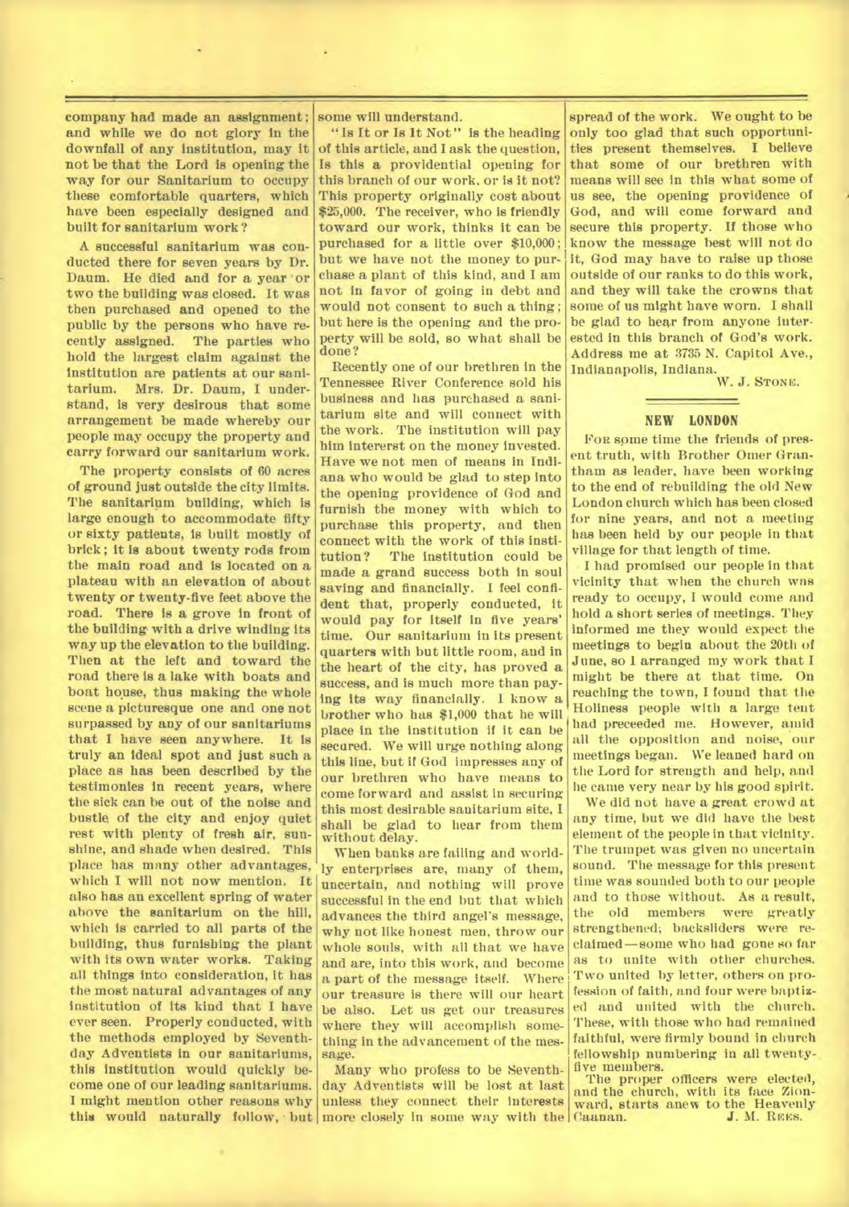company had made an assignment; and while we do not glory in the downfall of any institution, may it not be that the Lord is opening the way for our Sanitarium to occupy these comfortable quarters, which have been especially designed and built for sanitarium work?

A successful sanitarium was conducted there for seven years by Dr. Daum. He died and for a year or two the building was closed. It was then purchased and opened to the public by the persons who have recently assigned. The parties who hold the largest claim against the institution are patients at our sanitarium. Mrs. Dr. Daum, I understand, is very desirous that some arrangement be made whereby our people may occupy the property and carry forward our sanitarium work.

The property consists of 60 acres of ground just outside the city limits. The sanitarium building, which is large enough to accommodate fifty or sixty patients, is built mostly of brick; it is about twenty rods from the main road and is located on a plateau with an elevation of about twenty or twenty-five feet above the road. There is a grove in front of the building with a drive winding its way up the elevation to the building. Then at the left and toward the road there is a lake with boats and boat house, thus making the whole scene a picturesque one and one not surpassed by any of our sanitariums that I have seen anywhere. It is truly an ideal spot and just such a place as has been described by the testimonies in recent years, where the sick can be out of the noise and bustle of the city and enjoy quiet rest with plenty of fresh air, sunshine, and shade when desired. This place has many other advantages, which I will not now mention. It also has an excellent spring of water above the sanitarium on the hill, which is carried to all parts of the building, thus furnishing the plant with its own water works. Taking all things into consideration, it has the most natural advantages of any institution of its kind that I have ever seen. Properly conducted, with the methods employed by Seventh-day Adventists in our sanitariums, this institution would quickly become one of our leading sanitariums. I might mention other reasons why this would naturally follow, but some will understand.

"Is It or Is It Not" is the heading of this article, and I ask the question, Is this a providential opening for this branch of our work, or is it not? This property originally cost about $25,000. The receiver, who is friendly toward our work, thinks it can be purchased for a little over $10,000; but we have not the money to purchase a plant of this kind, and I am not in favor of going in debt and would not consent to such a thing; but here is the opening and the property will be sold, so what shall be done?

Recently one of our brethren in the Tennessee River Conference sold his business and has purchased a sanitarium site and will connect with the work. The institution will pay him interest on the money invested. Have we not men of means in Indiana who would be glad to step into the opening providence of God and furnish the money with which to purchase this property, and then connect with the work of this institution? The institution could be made a grand success both in soul saving and financially. I feel confident that, properly conducted, it would pay for itself in five years' time. Our sanitarium in its present quarters with but little room, and in the heart of the city, has proved a success, and is much more than paying its way financially. I know a brother who has $1,000 that he will place in the institution if it can be secured. We will urge nothing along this line, but if God impresses any of our brethren who have means to come forward and assist in securing this most desirable sanitarium site, I shall be glad to hear from them without delay.

When banks are failing and worldly enterprises are, many of them, uncertain, and nothing will prove successful in the end but that which advances the third angel's message, why not like honest men, throw our whole souls, with all that we have and are, into this work, and become a part of the message itself. Where our treasure is there will our heart be also. Let us get our treasures where they will accomplish something in the advancement of the message.

Many who profess to be Seventh-day Adventists will be lost at last unless they connect their interests more closely in some way with the spread of the work. We ought to be only too glad that such opportunities present themselves. I believe that some of our brethren with means will see in this what some of us see, the opening providence of God, and will come forward and secure this property. If those who know the message best will not do it, God may have to raise up those outside of our ranks to do this work, and they will take the crowns that some of us might have worn. I shall be glad to hear from anyone interested in this branch of God's work. Address me at 3735 N. Capitol Ave., Indianapolis, Indiana.

W. J. STONE.

## NEW LONDON

For some time the friends of present truth, with Brother Omer Grantham as leader, have been working to the end of rebuilding the old New London church which has been closed for nine years, and not a meeting has been held by our people in that village for that length of time.

I had promised our people in that vicinity that when the church was ready to occupy, I would come and hold a short series of meetings. They informed me they would expect the meetings to begin about the 20th of June, so I arranged my work that I might be there at that time. On reaching the town, I found that the Holiness people with a large tent had preceeded me. However, amid all the opposition and noise, our meetings began. We leaned hard on the Lord for strength and help, and he came very near by his good spirit.

We did not have a great crowd at any time, but we did have the best element of the people in that vicinity. The trumpet was given no uncertain sound. The message for this present time was sounded both to our people and to those without. As a result, the old members were greatly strengthened; backsliders were reclaimed—some who had gone so far as to unite with other churches. Two united by letter, others on profession of faith, and four were baptized and united with the church. These, with those who had remained faithful, were firmly bound in church fellowship numbering in all twenty-five members.

The proper officers were elected, and the church, with its face Zionward, starts anew to the Heavenly Caanan.

J. M. REES.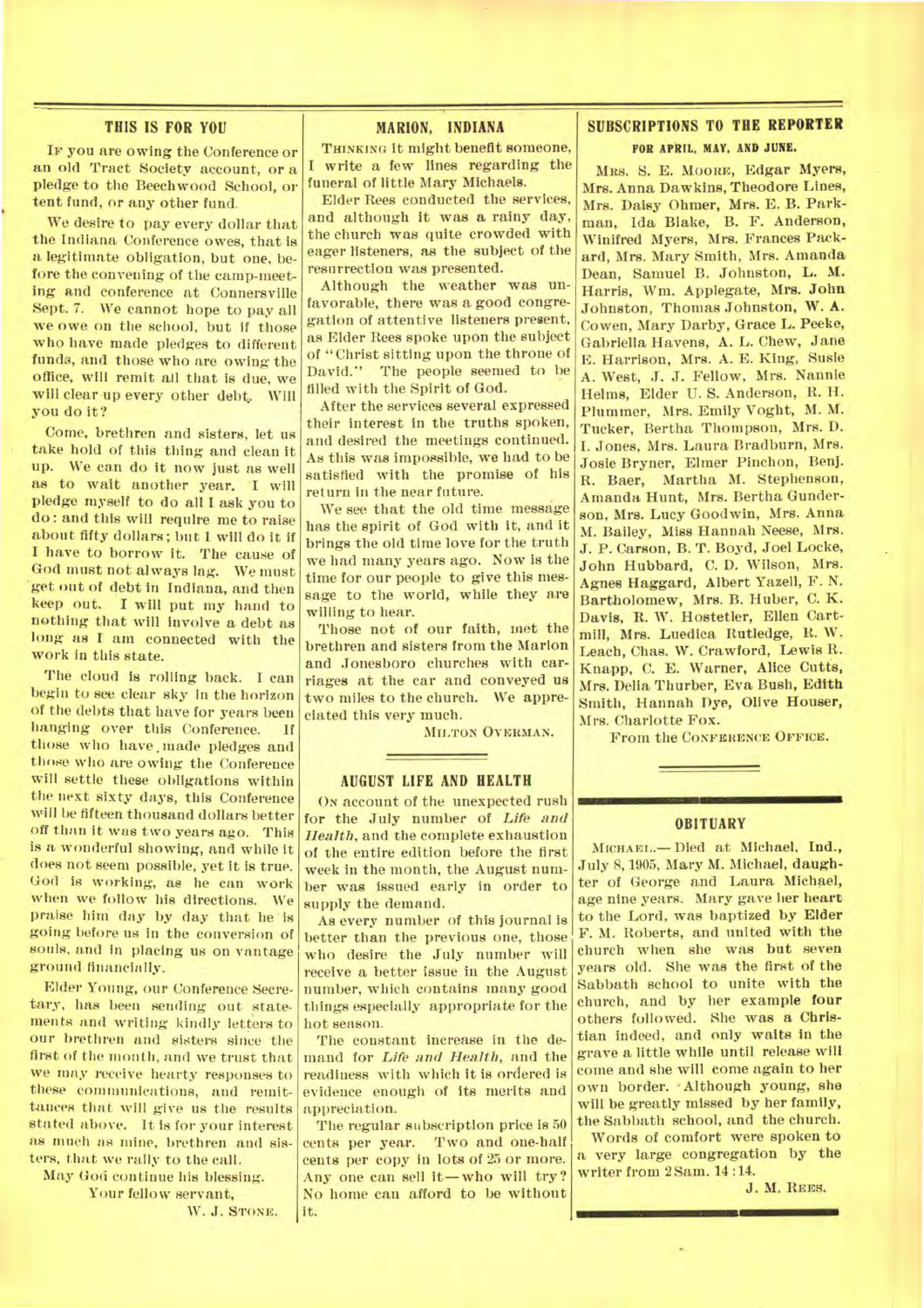## THIS IS FOR YOU

If you are owing the Conference or an old Tract Society account, or a pledge to the Beechwood School, or tent fund, or any other fund.

We desire to pay every dollar that the Indiana Conference owes, that is a legitimate obligation, but one, before the convening of the camp-meeting and conference at Connersville Sept. 7. We cannot hope to pay all we owe on the school, but if those who have made pledges to different funds, and those who are owing the office, will remit all that is due, we will clear up every other debt. Will you do it?

Come, brethren and sisters, let us take hold of this thing and clean it up. We can do it now just as well as to wait another year. I will pledge myself to do all I ask you to do: and this will require me to raise about fifty dollars; but I will do it if I have to borrow it. The cause of God must not always lag. We must get out of debt in Indiana, and then keep out. I will put my hand to nothing that will involve a debt as long as I am connected with the work in this state.

The cloud is rolling back. I can begin to see clear sky in the horizon of the debts that have for years been hanging over this Conference. If those who have made pledges and those who are owing the Conference will settle these obligations within the next sixty days, this Conference will be fifteen thousand dollars better off than it was two years ago. This is a wonderful showing, and while it does not seem possible, yet it is true. God is working, as he can work when we follow his directions. We praise him day by day that he is going before us in the conversion of souls, and in placing us on vantage ground financially.

Elder Young, our Conference Secretary, has been sending out statements and writing kindly letters to our brethren and sisters since the first of the month, and we trust that we may receive hearty responses to these communications, and remittances that will give us the results stated above. It is for your interest as much as mine, brethren and sisters, that we rally to the call.

May God continue his blessing.

Your fellow servant,

W. J. Stone.

## MARION, INDIANA

Thinking it might benefit someone, I write a few lines regarding the funeral of little Mary Michaels.

Elder Rees conducted the services, and although it was a rainy day, the church was quite crowded with eager listeners, as the subject of the resurrection was presented.

Although the weather was unfavorable, there was a good congregation of attentive listeners present, as Elder Rees spoke upon the subject of "Christ sitting upon the throne of David." The people seemed to be filled with the Spirit of God.

After the services several expressed their interest in the truths spoken, and desired the meetings continued. As this was impossible, we had to be satisfied with the promise of his return in the near future.

We see that the old time message has the spirit of God with it, and it brings the old time love for the truth we had many years ago. Now is the time for our people to give this message to the world, while they are willing to hear.

Those not of our faith, met the brethren and sisters from the Marion and Jonesboro churches with carriages at the car and conveyed us two miles to the church. We appreciated this very much.

Milton Overman.

## AUGUST LIFE AND HEALTH

On account of the unexpected rush for the July number of *Life and Health*, and the complete exhaustion of the entire edition before the first week in the month, the August number was issued early in order to supply the demand.

As every number of this journal is better than the previous one, those who desire the July number will receive a better issue in the August number, which contains many good things especially appropriate for the hot season.

The constant increase in the demand for *Life and Health*, and the readiness with which it is ordered is evidence enough of its merits and appreciation.

The regular subscription price is 50 cents per year. Two and one-half cents per copy in lots of 25 or more. Any one can sell it—who will try? No home can afford to be without it.

## SUBSCRIPTIONS TO THE REPORTER

### FOR APRIL, MAY, AND JUNE.

Mrs. S. E. Moore, Edgar Myers, Mrs. Anna Dawkins, Theodore Lines, Mrs. Daisy Ohmer, Mrs. E. B. Parkman, Ida Blake, B. F. Anderson, Winifred Myers, Mrs. Frances Packard, Mrs. Mary Smith, Mrs. Amanda Dean, Samuel B. Johnston, L. M. Harris, Wm. Applegate, Mrs. John Johnston, Thomas Johnston, W. A. Cowen, Mary Darby, Grace L. Peeke, Gabriella Havens, A. L. Chew, Jane E. Harrison, Mrs. A. E. King, Susie A. West, J. J. Fellow, Mrs. Nannie Helms, Elder U. S. Anderson, R. H. Plummer, Mrs. Emily Voght, M. M. Tucker, Bertha Thompson, Mrs. D. I. Jones, Mrs. Laura Bradburn, Mrs. Josie Bryner, Elmer Pinchon, Benj. R. Baer, Martha M. Stephenson, Amanda Hunt, Mrs. Bertha Gunderson, Mrs. Lucy Goodwin, Mrs. Anna M. Bailey, Miss Hannah Neese, Mrs. J. P. Carson, B. T. Boyd, Joel Locke, John Hubbard, C. D. Wilson, Mrs. Agnes Haggard, Albert Yazell, F. N. Bartholomew, Mrs. B. Huber, C. K. Davis, R. W. Hostetler, Ellen Cartmill, Mrs. Luedica Rutledge, R. W. Leach, Chas. W. Crawford, Lewis R. Knapp, C. E. Warner, Alice Cutts, Mrs. Delia Thurber, Eva Bush, Edith Smith, Hannah Dye, Olive Houser, Mrs. Charlotte Fox.

From the Conference Office.

## OBITUARY

Michael.—Died at Michael, Ind., July 8, 1905, Mary M. Michael, daughter of George and Laura Michael, age nine years. Mary gave her heart to the Lord, was baptized by Elder F. M. Roberts, and united with the church when she was but seven years old. She was the first of the Sabbath school to unite with the church, and by her example four others followed. She was a Christian indeed, and only waits in the grave a little while until release will come and she will come again to her own border. Although young, she will be greatly missed by her family, the Sabbath school, and the church.

Words of comfort were spoken to a very large congregation by the writer from 2 Sam. 14:14.

J. M. Rees.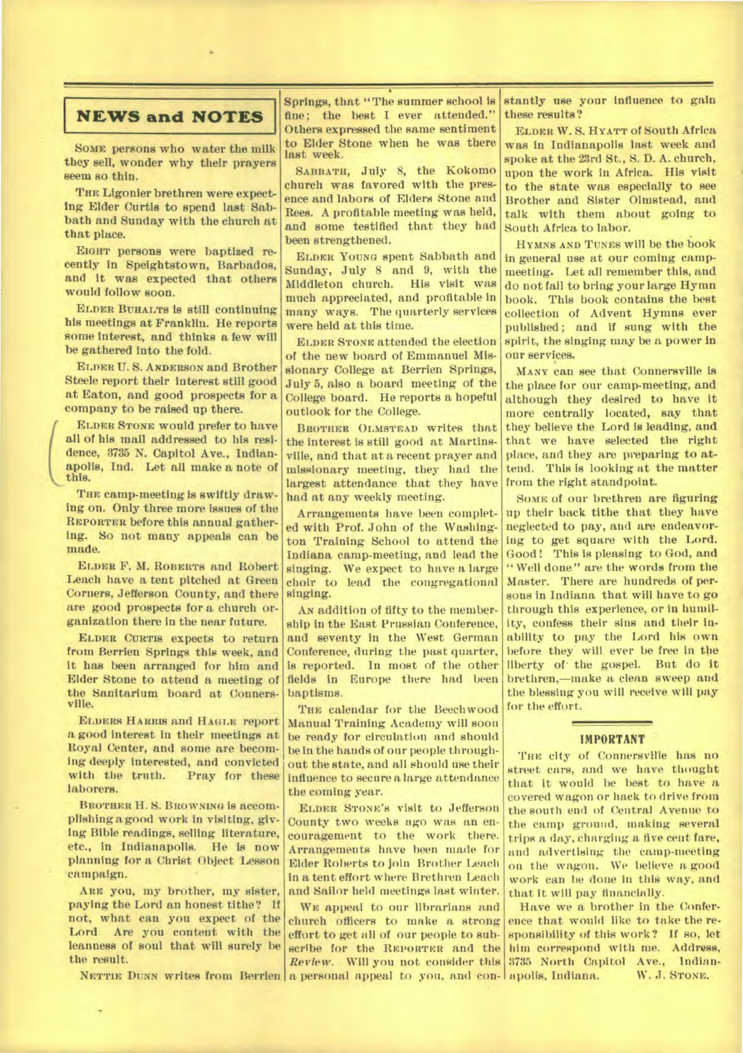## NEWS and NOTES

SOME persons who water the milk they sell, wonder why their prayers seem so thin.

THE Ligonier brethren were expecting Elder Curtis to spend last Sabbath and Sunday with the church at that place.

EIGHT persons were baptized recently in Speightstown, Barbados, and it was expected that others would follow soon.

ELDER BUHALTS is still continuing his meetings at Franklin. He reports some interest, and thinks a few will be gathered into the fold.

ELDER U. S. ANDERSON and Brother Steele report their interest still good at Eaton, and good prospects for a company to be raised up there.

ELDER STONE would prefer to have all of his mail addressed to his residence, 3735 N. Capitol Ave., Indianapolis, Ind. Let all make a note of this.

THE camp-meeting is swiftly drawing on. Only three more issues of the REPORTER before this annual gathering. So not many appeals can be made.

ELDER F. M. ROBERTS and Robert Leach have a tent pitched at Green Corners, Jefferson County, and there are good prospects for a church organization there in the near future.

ELDER CURTIS expects to return from Berrien Springs this week, and it has been arranged for him and Elder Stone to attend a meeting of the Sanitarium board at Connersville.

ELDERS HARRIS and HAGLE report a good interest in their meetings at Royal Center, and some are becoming deeply interested, and convicted with the truth. Pray for these laborers.

BROTHER H. S. BROWNING is accomplishing a good work in visiting, giving Bible readings, selling literature, etc., in Indianapolis. He is now planning for a Christ Object Lesson campaign.

ARE you, my brother, my sister, paying the Lord an honest tithe? If not, what can you expect of the Lord. Are you content with the leanness of soul that will surely be the result.

NETTIE DUNN writes from Berrien Springs, that "The summer school is fine; the best I ever attended." Others expressed the same sentiment to Elder Stone when he was there last week.

SABBATH, July 8, the Kokomo church was favored with the presence and labors of Elders Stone and Rees. A profitable meeting was held, and some testified that they had been strengthened.

ELDER YOUNG spent Sabbath and Sunday, July 8 and 9, with the Middleton church. His visit was much appreciated, and profitable in many ways. The quarterly services were held at this time.

ELDER STONE attended the election of the new board of Emmanuel Missionary College at Berrien Springs, July 5, also a board meeting of the College board. He reports a hopeful outlook for the College.

BROTHER OLMSTEAD writes that the interest is still good at Martinsville, and that at a recent prayer and missionary meeting, they had the largest attendance that they have had at any weekly meeting.

Arrangements have been completed with Prof. John of the Washington Training School to attend the Indiana camp-meeting, and lead the singing. We expect to have a large choir to lead the congregational singing.

AN addition of fifty to the membership in the East Prussian Conference, and seventy in the West German Conference, during the past quarter, is reported. In most of the other fields in Europe there had been baptisms.

THE calendar for the Beechwood Manual Training Academy will soon be ready for circulation and should be in the hands of our people throughout the state, and all should use their influence to secure a large attendance the coming year.

ELDER STONE'S visit to Jefferson County two weeks ago was an encouragement to the work there. Arrangements have been made for Elder Roberts to join Brother Leach in a tent effort where Brethren Leach and Sailor held meetings last winter.

WE appeal to our librarians and church officers to make a strong effort to get all of our people to subscribe for the REPORTER and the *Review*. Will you not consider this a personal appeal to you, and constantly use your influence to gain these results?

ELDER W. S. HYATT of South Africa was in Indianapolis last week and spoke at the 23rd St., S. D. A. church, upon the work in Africa. His visit to the state was especially to see Brother and Sister Olmstead, and talk with them about going to South Africa to labor.

HYMNS AND TUNES will be the book in general use at our coming camp-meeting. Let all remember this, and do not fail to bring your large Hymn book. This book contains the best collection of Advent Hymns ever published; and if sung with the spirit, the singing may be a power in our services.

MANY can see that Connersville is the place for our camp-meeting, and although they desired to have it more centrally located, say that they believe the Lord is leading, and that we have selected the right place, and they are preparing to attend. This is looking at the matter from the right standpoint.

SOME of our brethren are figuring up their back tithe that they have neglected to pay, and are endeavoring to get square with the Lord. Good! This is pleasing to God, and "Well done" are the words from the Master. There are hundreds of persons in Indiana that will have to go through this experience, or in humility, confess their sins and their inability to pay the Lord his own before they will ever be free in the liberty of the gospel. But do it brethren,—make a clean sweep and the blessing you will receive will pay for the effort.

### IMPORTANT

THE city of Connersville has no street cars, and we have thought that it would be best to have a covered wagon or hack to drive from the south end of Central Avenue to the camp ground, making several trips a day, charging a five cent fare, and advertising the camp-meeting on the wagon. We believe a good work can be done in this way, and that it will pay financially.

Have we a brother in the Conference that would like to take the responsibility of this work? If so, let him correspond with me. Address, 3735 North Capitol Ave., Indianapolis, Indiana. W. J. STONE.